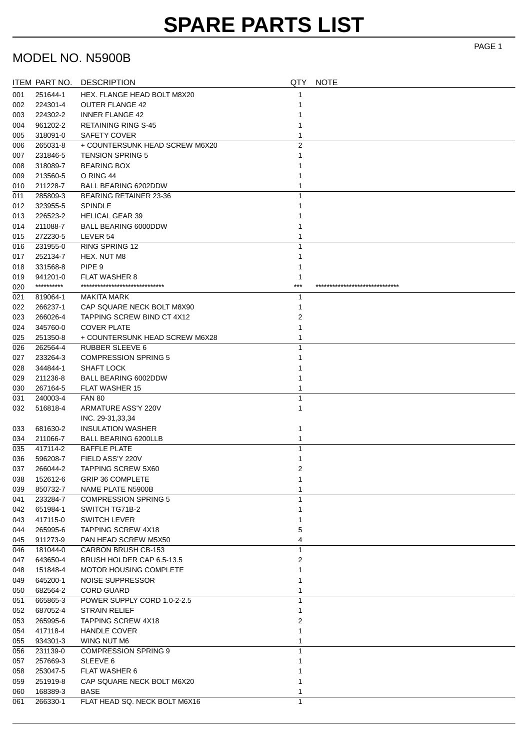# SPARE PARTS LIST

## MODEL NO. N5900B

| ITEM | PART NO. | DESCRIPTION | QTY | NOTE |
|---|---|---|---|---|
| 001 | 251644-1 | HEX. FLANGE HEAD BOLT M8X20 | 1 | |
| 002 | 224301-4 | OUTER FLANGE 42 | 1 | |
| 003 | 224302-2 | INNER FLANGE 42 | 1 | |
| 004 | 961202-2 | RETAINING RING S-45 | 1 | |
| 005 | 318091-0 | SAFETY COVER | 1 | |
| 006 | 265031-8 | + COUNTERSUNK HEAD SCREW M6X20 | 2 | |
| 007 | 231846-5 | TENSION SPRING 5 | 1 | |
| 008 | 318089-7 | BEARING BOX | 1 | |
| 009 | 213560-5 | O RING 44 | 1 | |
| 010 | 211228-7 | BALL BEARING 6202DDW | 1 | |
| 011 | 285809-3 | BEARING RETAINER 23-36 | 1 | |
| 012 | 323955-5 | SPINDLE | 1 | |
| 013 | 226523-2 | HELICAL GEAR 39 | 1 | |
| 014 | 211088-7 | BALL BEARING 6000DDW | 1 | |
| 015 | 272230-5 | LEVER 54 | 1 | |
| 016 | 231955-0 | RING SPRING 12 | 1 | |
| 017 | 252134-7 | HEX. NUT M8 | 1 | |
| 018 | 331568-8 | PIPE 9 | 1 | |
| 019 | 941201-0 | FLAT WASHER 8 | 1 | |
| 020 | ********** | ****************************** | *** | ****************************** |
| 021 | 819064-1 | MAKITA MARK | 1 | |
| 022 | 266237-1 | CAP SQUARE NECK BOLT M8X90 | 1 | |
| 023 | 266026-4 | TAPPING SCREW BIND CT 4X12 | 2 | |
| 024 | 345760-0 | COVER PLATE | 1 | |
| 025 | 251350-8 | + COUNTERSUNK HEAD SCREW M6X28 | 1 | |
| 026 | 262564-4 | RUBBER SLEEVE 6 | 1 | |
| 027 | 233264-3 | COMPRESSION SPRING 5 | 1 | |
| 028 | 344844-1 | SHAFT LOCK | 1 | |
| 029 | 211236-8 | BALL BEARING 6002DDW | 1 | |
| 030 | 267164-5 | FLAT WASHER 15 | 1 | |
| 031 | 240003-4 | FAN 80 | 1 | |
| 032 | 516818-4 | ARMATURE ASS'Y 220V<br>INC. 29-31,33,34 | 1 | |
| 033 | 681630-2 | INSULATION WASHER | 1 | |
| 034 | 211066-7 | BALL BEARING 6200LLB | 1 | |
| 035 | 417114-2 | BAFFLE PLATE | 1 | |
| 036 | 596208-7 | FIELD ASS'Y 220V | 1 | |
| 037 | 266044-2 | TAPPING SCREW 5X60 | 2 | |
| 038 | 152612-6 | GRIP 36 COMPLETE | 1 | |
| 039 | 850732-7 | NAME PLATE N5900B | 1 | |
| 041 | 233284-7 | COMPRESSION SPRING 5 | 1 | |
| 042 | 651984-1 | SWITCH TG71B-2 | 1 | |
| 043 | 417115-0 | SWITCH LEVER | 1 | |
| 044 | 265995-6 | TAPPING SCREW 4X18 | 5 | |
| 045 | 911273-9 | PAN HEAD SCREW M5X50 | 4 | |
| 046 | 181044-0 | CARBON BRUSH CB-153 | 1 | |
| 047 | 643650-4 | BRUSH HOLDER CAP 6.5-13.5 | 2 | |
| 048 | 151848-4 | MOTOR HOUSING COMPLETE | 1 | |
| 049 | 645200-1 | NOISE SUPPRESSOR | 1 | |
| 050 | 682564-2 | CORD GUARD | 1 | |
| 051 | 665865-3 | POWER SUPPLY CORD 1.0-2-2.5 | 1 | |
| 052 | 687052-4 | STRAIN RELIEF | 1 | |
| 053 | 265995-6 | TAPPING SCREW 4X18 | 2 | |
| 054 | 417118-4 | HANDLE COVER | 1 | |
| 055 | 934301-3 | WING NUT M6 | 1 | |
| 056 | 231139-0 | COMPRESSION SPRING 9 | 1 | |
| 057 | 257669-3 | SLEEVE 6 | 1 | |
| 058 | 253047-5 | FLAT WASHER 6 | 1 | |
| 059 | 251919-8 | CAP SQUARE NECK BOLT M6X20 | 1 | |
| 060 | 168389-3 | BASE | 1 | |
| 061 | 266330-1 | FLAT HEAD SQ. NECK BOLT M6X16 | 1 | |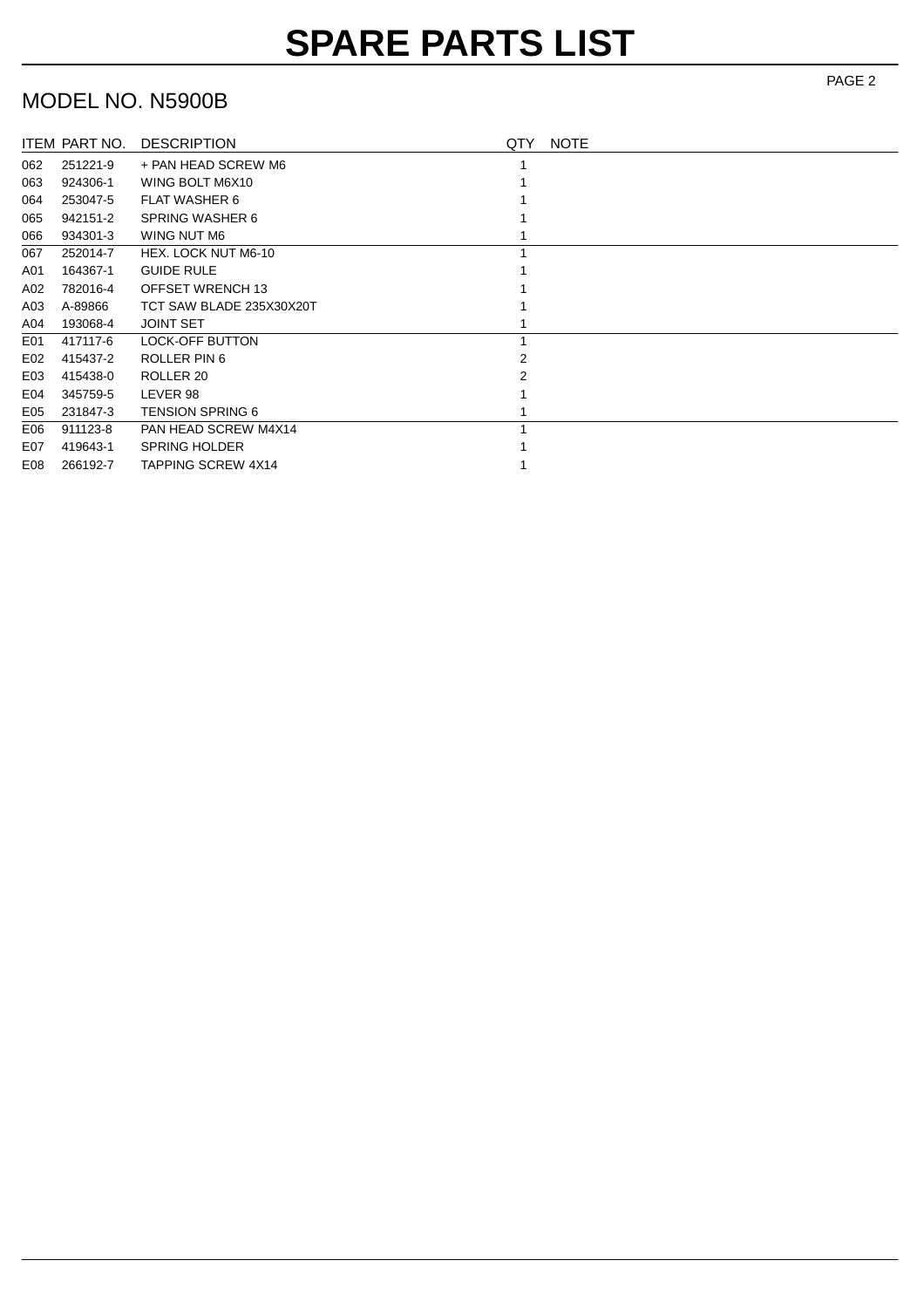# SPARE PARTS LIST

## MODEL NO. N5900B

| ITEM | PART NO. | DESCRIPTION | QTY | NOTE |
|---|---|---|---|---|
| 062 | 251221-9 | + PAN HEAD SCREW M6 | 1 | |
| 063 | 924306-1 | WING BOLT M6X10 | 1 | |
| 064 | 253047-5 | FLAT WASHER 6 | 1 | |
| 065 | 942151-2 | SPRING WASHER 6 | 1 | |
| 066 | 934301-3 | WING NUT M6 | 1 | |
| 067 | 252014-7 | HEX. LOCK NUT M6-10 | 1 | |
| A01 | 164367-1 | GUIDE RULE | 1 | |
| A02 | 782016-4 | OFFSET WRENCH 13 | 1 | |
| A03 | A-89866 | TCT SAW BLADE 235X30X20T | 1 | |
| A04 | 193068-4 | JOINT SET | 1 | |
| E01 | 417117-6 | LOCK-OFF BUTTON | 1 | |
| E02 | 415437-2 | ROLLER PIN 6 | 2 | |
| E03 | 415438-0 | ROLLER 20 | 2 | |
| E04 | 345759-5 | LEVER 98 | 1 | |
| E05 | 231847-3 | TENSION SPRING 6 | 1 | |
| E06 | 911123-8 | PAN HEAD SCREW M4X14 | 1 | |
| E07 | 419643-1 | SPRING HOLDER | 1 | |
| E08 | 266192-7 | TAPPING SCREW 4X14 | 1 | |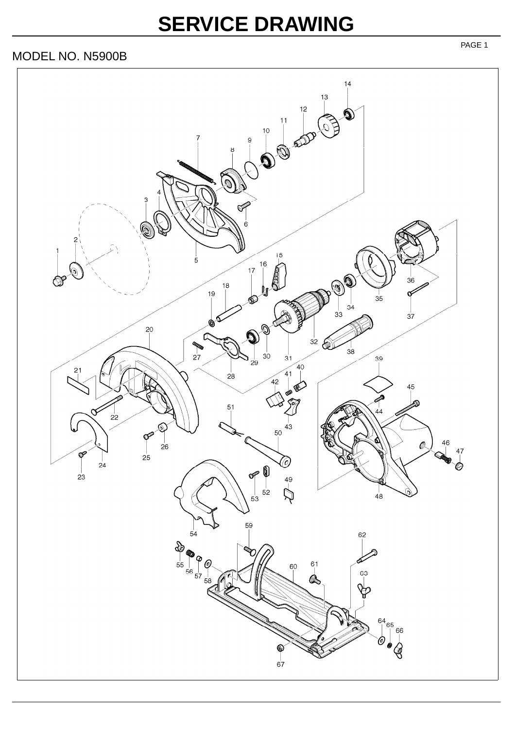# SERVICE DRAWING

MODEL NO. N5900B

1
2
3
4
5
6
7
8
9
10
11
12
13
14
15
16
17
18
19
20
21
22
23
24
25
26
27
28
29
30
31
32
33
34
35
36
37
38
39
40
41
42
43
44
45
46
47
48
49
50
51
52
53
54
55
56
57
58
59
60
61
62
63
64
65
66
67